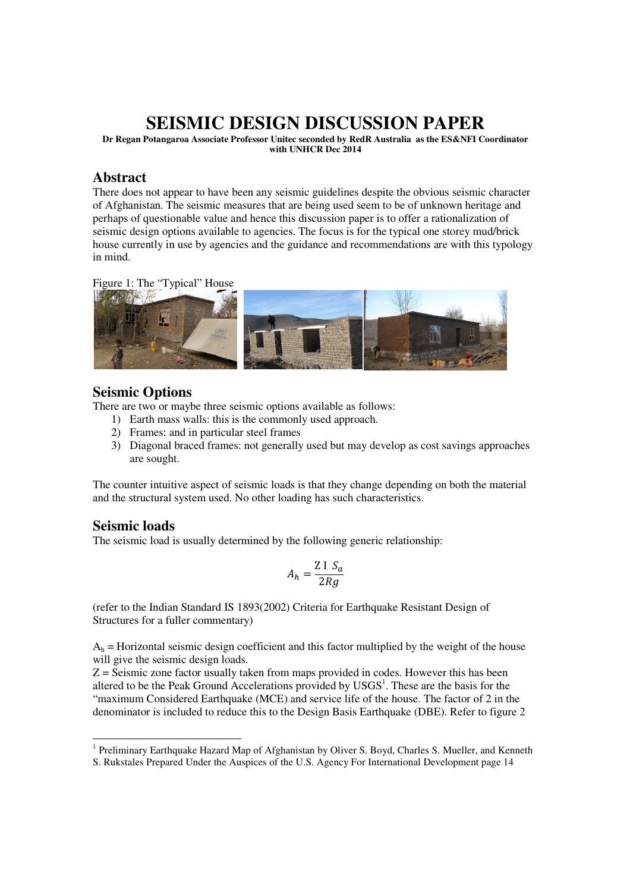# SEISMIC DESIGN DISCUSSION PAPER

**Dr Regan Potangaroa Associate Professor Unitec seconded by RedR Australia as the ES&NFI Coordinator with UNHCR Dec 2014**

## Abstract

There does not appear to have been any seismic guidelines despite the obvious seismic character of Afghanistan. The seismic measures that are being used seem to be of unknown heritage and perhaps of questionable value and hence this discussion paper is to offer a rationalization of seismic design options available to agencies. The focus is for the typical one storey mud/brick house currently in use by agencies and the guidance and recommendations are with this typology in mind.

Figure 1: The "Typical" House

## Seismic Options

There are two or maybe three seismic options available as follows:

1) Earth mass walls: this is the commonly used approach.
2) Frames: and in particular steel frames
3) Diagonal braced frames: not generally used but may develop as cost savings approaches are sought.

The counter intuitive aspect of seismic loads is that they change depending on both the material and the structural system used. No other loading has such characteristics.

## Seismic loads

The seismic load is usually determined by the following generic relationship:

$$A_h = \frac{Z\ I\ S_a}{2Rg}$$

(refer to the Indian Standard IS 1893(2002) Criteria for Earthquake Resistant Design of Structures for a fuller commentary)

$A_h$ = Horizontal seismic design coefficient and this factor multiplied by the weight of the house will give the seismic design loads.

Z = Seismic zone factor usually taken from maps provided in codes. However this has been altered to be the Peak Ground Accelerations provided by USGS[1]. These are the basis for the "maximum Considered Earthquake (MCE) and service life of the house. The factor of 2 in the denominator is included to reduce this to the Design Basis Earthquake (DBE). Refer to figure 2

[1] Preliminary Earthquake Hazard Map of Afghanistan by Oliver S. Boyd, Charles S. Mueller, and Kenneth S. Rukstales Prepared Under the Auspices of the U.S. Agency For International Development page 14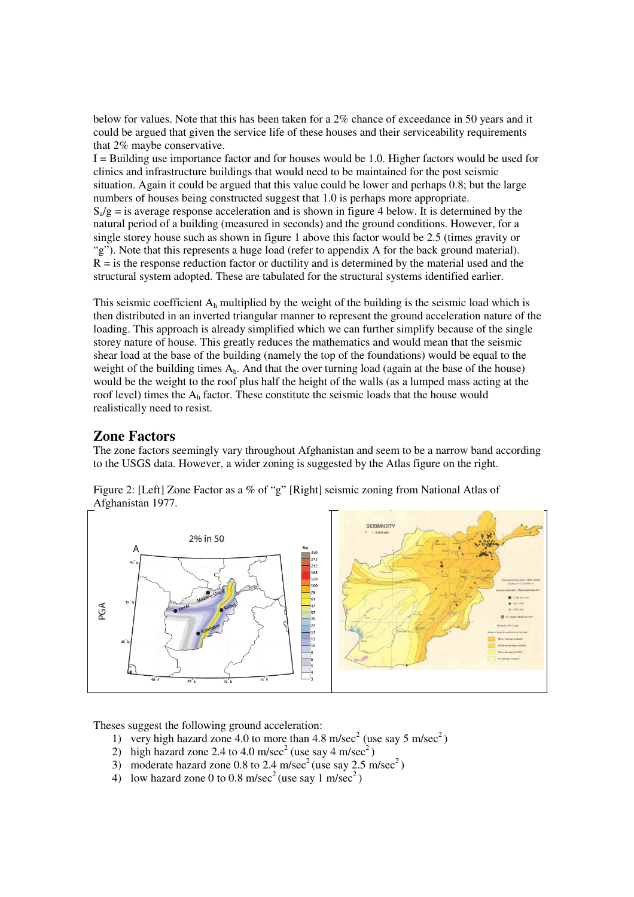below for values. Note that this has been taken for a 2% chance of exceedance in 50 years and it could be argued that given the service life of these houses and their serviceability requirements that 2% maybe conservative.

I = Building use importance factor and for houses would be 1.0. Higher factors would be used for clinics and infrastructure buildings that would need to be maintained for the post seismic situation. Again it could be argued that this value could be lower and perhaps 0.8; but the large numbers of houses being constructed suggest that 1.0 is perhaps more appropriate.

$S_a/g$ = is average response acceleration and is shown in figure 4 below. It is determined by the natural period of a building (measured in seconds) and the ground conditions. However, for a single storey house such as shown in figure 1 above this factor would be 2.5 (times gravity or "g"). Note that this represents a huge load (refer to appendix A for the back ground material).

R = is the response reduction factor or ductility and is determined by the material used and the structural system adopted. These are tabulated for the structural systems identified earlier.

This seismic coefficient $A_h$ multiplied by the weight of the building is the seismic load which is then distributed in an inverted triangular manner to represent the ground acceleration nature of the loading. This approach is already simplified which we can further simplify because of the single storey nature of house. This greatly reduces the mathematics and would mean that the seismic shear load at the base of the building (namely the top of the foundations) would be equal to the weight of the building times $A_h$. And that the over turning load (again at the base of the house) would be the weight to the roof plus half the height of the walls (as a lumped mass acting at the roof level) times the $A_h$ factor. These constitute the seismic loads that the house would realistically need to resist.

## Zone Factors

The zone factors seemingly vary throughout Afghanistan and seem to be a narrow band according to the USGS data. However, a wider zoning is suggested by the Atlas figure on the right.

Figure 2: [Left] Zone Factor as a % of "g" [Right] seismic zoning from National Atlas of Afghanistan 1977.

Theses suggest the following ground acceleration:

1) very high hazard zone 4.0 to more than 4.8 m/sec$^2$ (use say 5 m/sec$^2$)
2) high hazard zone 2.4 to 4.0 m/sec$^2$ (use say 4 m/sec$^2$)
3) moderate hazard zone 0.8 to 2.4 m/sec$^2$ (use say 2.5 m/sec$^2$)
4) low hazard zone 0 to 0.8 m/sec$^2$ (use say 1 m/sec$^2$)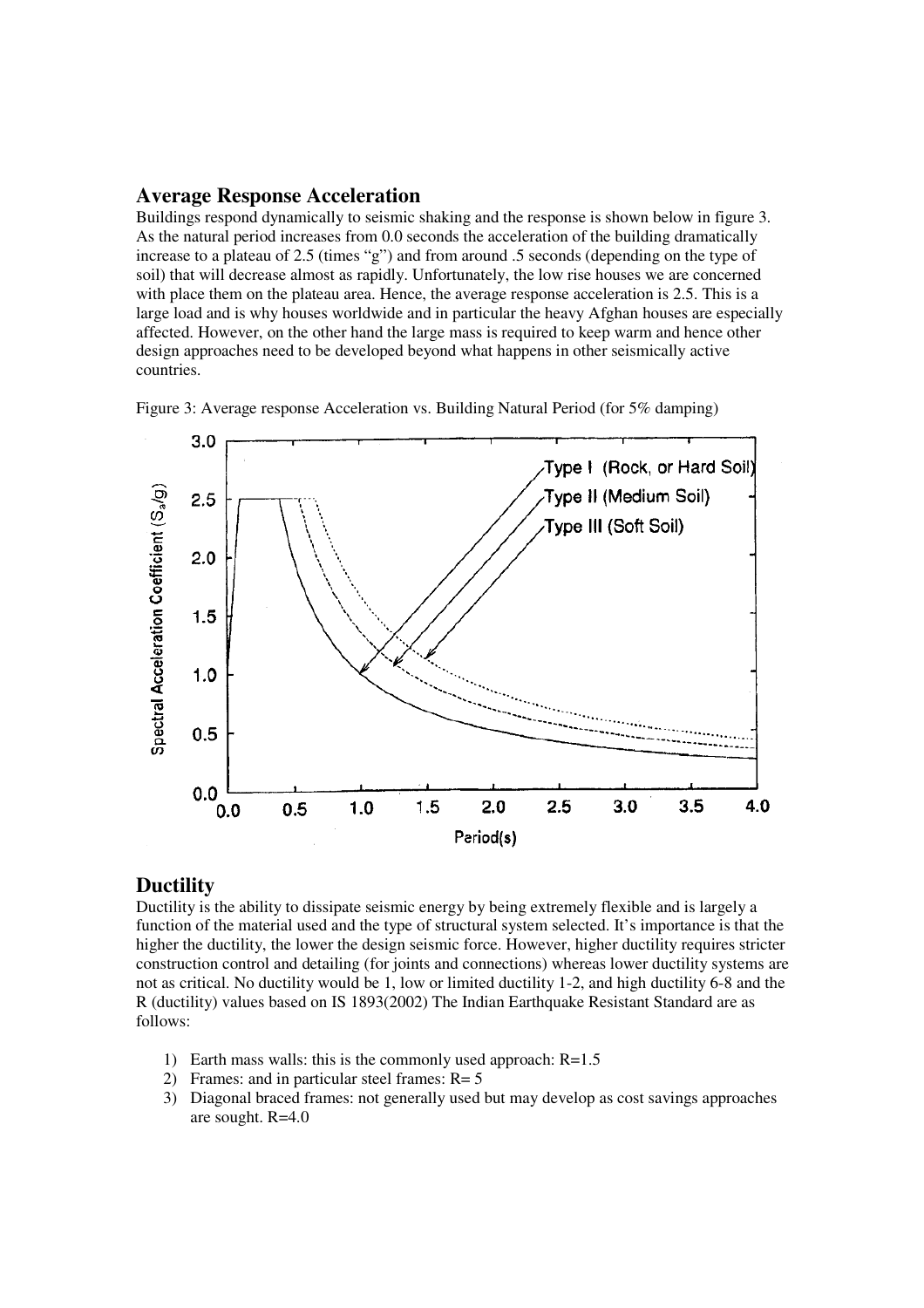## Average Response Acceleration

Buildings respond dynamically to seismic shaking and the response is shown below in figure 3. As the natural period increases from 0.0 seconds the acceleration of the building dramatically increase to a plateau of 2.5 (times "g") and from around .5 seconds (depending on the type of soil) that will decrease almost as rapidly. Unfortunately, the low rise houses we are concerned with place them on the plateau area. Hence, the average response acceleration is 2.5. This is a large load and is why houses worldwide and in particular the heavy Afghan houses are especially affected. However, on the other hand the large mass is required to keep warm and hence other design approaches need to be developed beyond what happens in other seismically active countries.

Figure 3: Average response Acceleration vs. Building Natural Period (for 5% damping)

## Ductility

Ductility is the ability to dissipate seismic energy by being extremely flexible and is largely a function of the material used and the type of structural system selected. It's importance is that the higher the ductility, the lower the design seismic force. However, higher ductility requires stricter construction control and detailing (for joints and connections) whereas lower ductility systems are not as critical. No ductility would be 1, low or limited ductility 1-2, and high ductility 6-8 and the R (ductility) values based on IS 1893(2002) The Indian Earthquake Resistant Standard are as follows:

1) Earth mass walls: this is the commonly used approach: R=1.5
2) Frames: and in particular steel frames: R= 5
3) Diagonal braced frames: not generally used but may develop as cost savings approaches are sought. R=4.0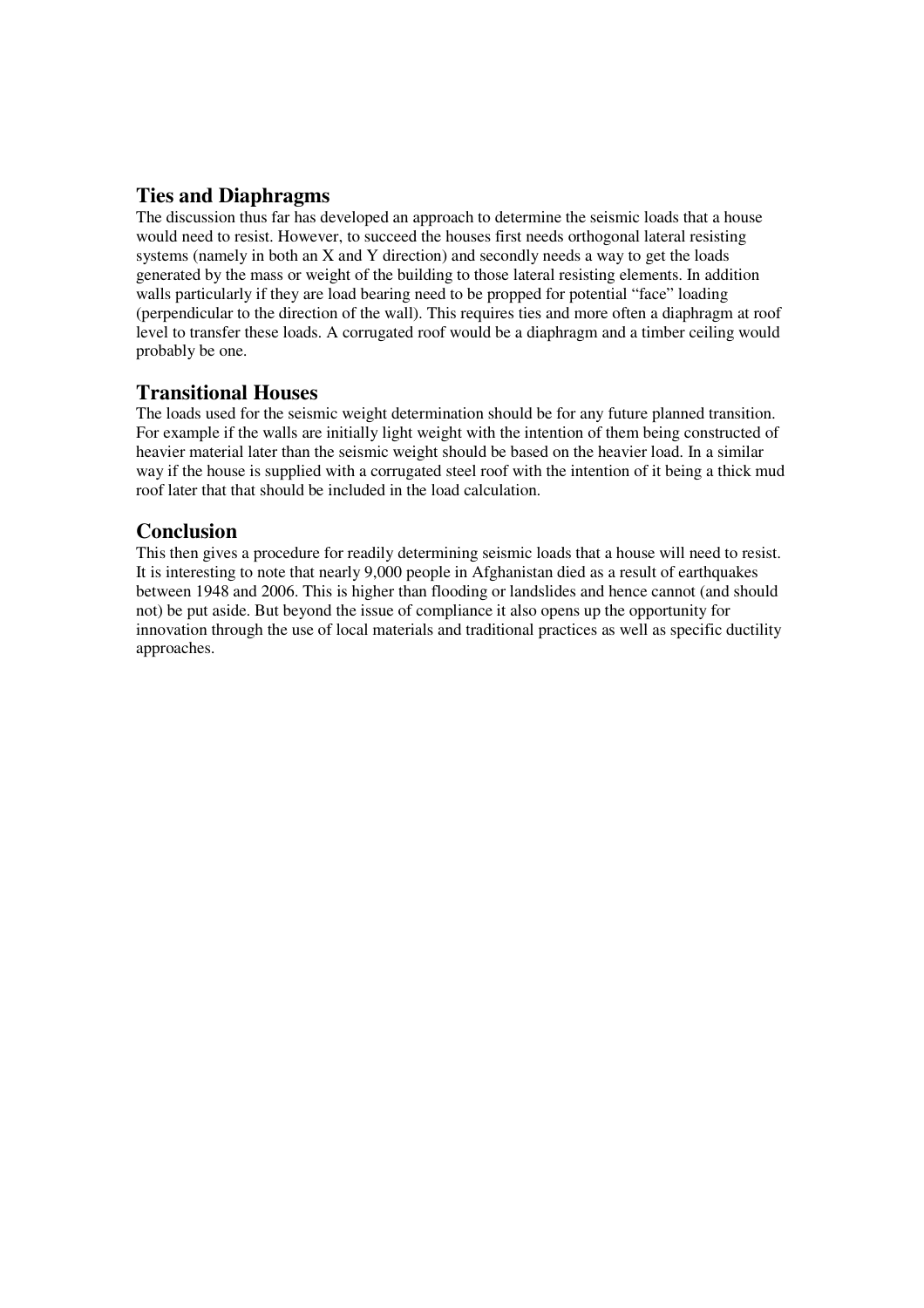## Ties and Diaphragms

The discussion thus far has developed an approach to determine the seismic loads that a house would need to resist. However, to succeed the houses first needs orthogonal lateral resisting systems (namely in both an X and Y direction) and secondly needs a way to get the loads generated by the mass or weight of the building to those lateral resisting elements. In addition walls particularly if they are load bearing need to be propped for potential "face" loading (perpendicular to the direction of the wall). This requires ties and more often a diaphragm at roof level to transfer these loads. A corrugated roof would be a diaphragm and a timber ceiling would probably be one.

## Transitional Houses

The loads used for the seismic weight determination should be for any future planned transition. For example if the walls are initially light weight with the intention of them being constructed of heavier material later than the seismic weight should be based on the heavier load. In a similar way if the house is supplied with a corrugated steel roof with the intention of it being a thick mud roof later that that should be included in the load calculation.

## Conclusion

This then gives a procedure for readily determining seismic loads that a house will need to resist. It is interesting to note that nearly 9,000 people in Afghanistan died as a result of earthquakes between 1948 and 2006. This is higher than flooding or landslides and hence cannot (and should not) be put aside. But beyond the issue of compliance it also opens up the opportunity for innovation through the use of local materials and traditional practices as well as specific ductility approaches.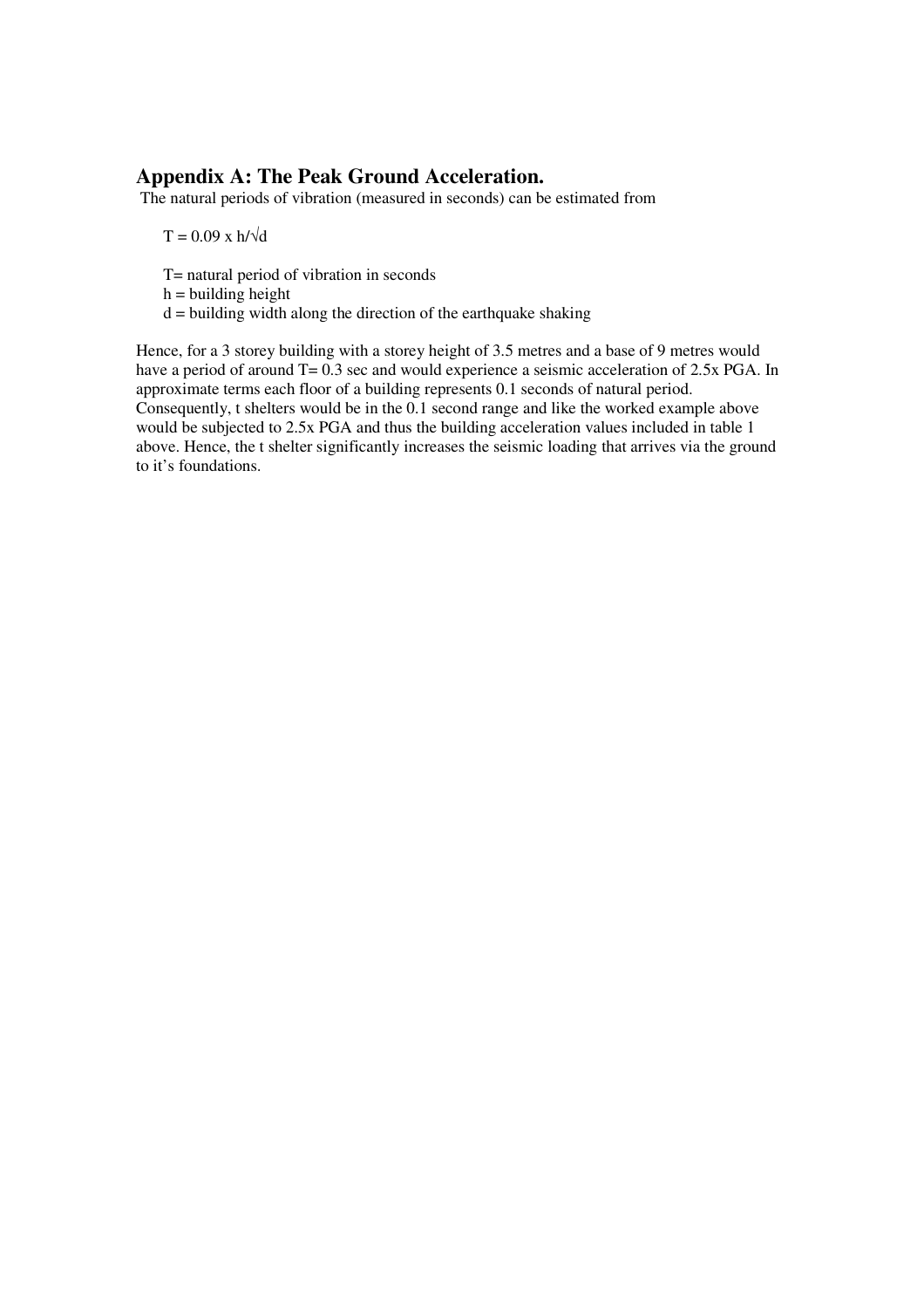## Appendix A: The Peak Ground Acceleration.

The natural periods of vibration (measured in seconds) can be estimated from

$T = 0.09 \times h/\sqrt{d}$

$T$ = natural period of vibration in seconds
$h$ = building height
$d$ = building width along the direction of the earthquake shaking

Hence, for a 3 storey building with a storey height of 3.5 metres and a base of 9 metres would have a period of around T= 0.3 sec and would experience a seismic acceleration of 2.5x PGA. In approximate terms each floor of a building represents 0.1 seconds of natural period. Consequently, t shelters would be in the 0.1 second range and like the worked example above would be subjected to 2.5x PGA and thus the building acceleration values included in table 1 above. Hence, the t shelter significantly increases the seismic loading that arrives via the ground to it's foundations.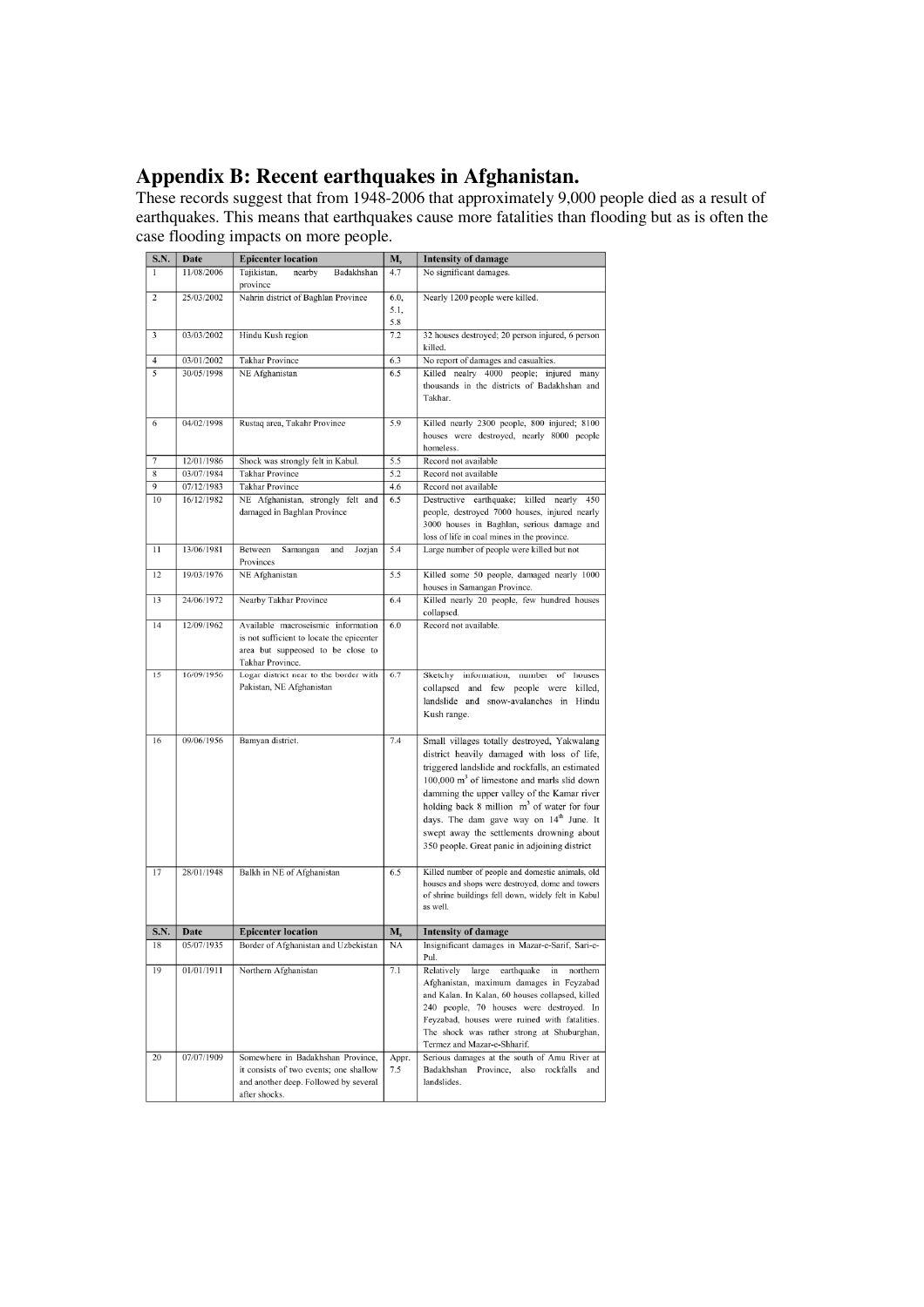# Appendix B: Recent earthquakes in Afghanistan.

These records suggest that from 1948-2006 that approximately 9,000 people died as a result of earthquakes. This means that earthquakes cause more fatalities than flooding but as is often the case flooding impacts on more people.

| S.N. | Date | Epicenter location | $M_s$ | Intensity of damage |
|---|---|---|---|---|
| 1 | 11/08/2006 | Tajikistan, nearby Badakhshan province | 4.7 | No significant damages. |
| 2 | 25/03/2002 | Nahrin district of Baghlan Province | 6.0, 5.1, 5.8 | Nearly 1200 people were killed. |
| 3 | 03/03/2002 | Hindu Kush region | 7.2 | 32 houses destroyed; 20 person injured, 6 person killed. |
| 4 | 03/01/2002 | Takhar Province | 6.3 | No report of damages and casualties. |
| 5 | 30/05/1998 | NE Afghanistan | 6.5 | Killed nealry 4000 people; injured many thousands in the districts of Badakhshan and Takhar. |
| 6 | 04/02/1998 | Rustaq area, Takahr Province | 5.9 | Killed nearly 2300 people, 800 injured; 8100 houses were destroyed, nearly 8000 people homeless. |
| 7 | 12/01/1986 | Shock was strongly felt in Kabul. | 5.5 | Record not available |
| 8 | 03/07/1984 | Takhar Province | 5.2 | Record not available |
| 9 | 07/12/1983 | Takhar Province | 4.6 | Record not available |
| 10 | 16/12/1982 | NE Afghanistan, strongly felt and damaged in Baghlan Province | 6.5 | Destructive earthquake; killed nearly 450 people, destroyed 7000 houses, injured nearly 3000 houses in Baghlan, serious damage and loss of life in coal mines in the province. |
| 11 | 13/06/1981 | Between Samangan and Jozjan Provinces | 5.4 | Large number of people were killed but not |
| 12 | 19/03/1976 | NE Afghanistan | 5.5 | Killed some 50 people, damaged nearly 1000 houses in Samangan Province. |
| 13 | 24/06/1972 | Nearby Takhar Province | 6.4 | Killed nearly 20 people, few hundred houses collapsed. |
| 14 | 12/09/1962 | Available macroseismic information is not sufficient to locate the epicenter area but suppeosed to be close to Takhar Province. | 6.0 | Record not available. |
| 15 | 16/09/1956 | Logar district near to the border with Pakistan, NE Afghanistan | 6.7 | Sketchy information, number of houses collapsed and few people were killed, landslide and snow-avalanches in Hindu Kush range. |
| 16 | 09/06/1956 | Bamyan district. | 7.4 | Small villages totally destroyed, Yakwalang district heavily damaged with loss of life, triggered landslide and rockfalls, an estimated 100,000 $m^3$ of limestone and marls slid down damming the upper valley of the Kamar river holding back 8 million $m^3$ of water for four days. The dam gave way on 14[th] June. It swept away the settlements drowning about 350 people. Great panic in adjoining district |
| 17 | 28/01/1948 | Balkh in NE of Afghanistan | 6.5 | Killed number of people and domestic animals, old houses and shops were destroyed, dome and towers of shrine buildings fell down, widely felt in Kabul as well. |
| 18 | 05/07/1935 | Border of Afghanistan and Uzbekistan | NA | Insignificant damages in Mazar-e-Sarif, Sari-e-Pul. |
| 19 | 01/01/1911 | Northern Afghanistan | 7.1 | Relatively large earthquake in northern Afghanistan, maximum damages in Feyzabad and Kalan. In Kalan, 60 houses collapsed, killed 240 people, 70 houses were destroyed. In Feyzabad, houses were ruined with fatalities. The shock was rather strong at Shuburghan, Termez and Mazar-e-Shharif. |
| 20 | 07/07/1909 | Somewhere in Badakhshan Province, it consists of two events; one shallow and another deep. Followed by several after shocks. | Appr. 7.5 | Serious damages at the south of Amu River at Badakhshan Province, also rockfalls and landslides. |